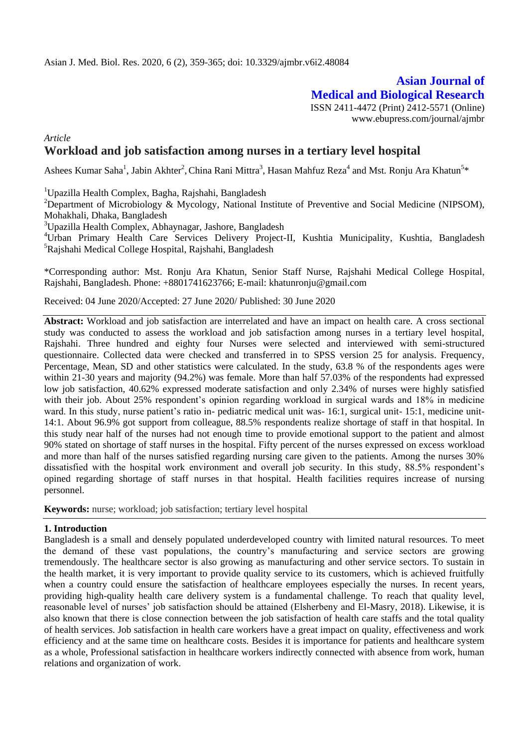*Article*

# Workload and job satisfaction among nurses in a tertiary level hospital

Ashees Kumar Saha[1], Jabin Akhter[2], China Rani Mittra[3], Hasan Mahfuz Reza[4] and Mst. Ronju Ara Khatun[5]*

[1]Upazilla Health Complex, Bagha, Rajshahi, Bangladesh
[2]Department of Microbiology & Mycology, National Institute of Preventive and Social Medicine (NIPSOM), Mohakhali, Dhaka, Bangladesh
[3]Upazilla Health Complex, Abhaynagar, Jashore, Bangladesh
[4]Urban Primary Health Care Services Delivery Project-II, Kushtia Municipality, Kushtia, Bangladesh
[5]Rajshahi Medical College Hospital, Rajshahi, Bangladesh

*Corresponding author: Mst. Ronju Ara Khatun, Senior Staff Nurse, Rajshahi Medical College Hospital, Rajshahi, Bangladesh. Phone: +8801741623766; E-mail: khatunronju@gmail.com

Received: 04 June 2020/Accepted: 27 June 2020/ Published: 30 June 2020

**Abstract:** Workload and job satisfaction are interrelated and have an impact on health care. A cross sectional study was conducted to assess the workload and job satisfaction among nurses in a tertiary level hospital, Rajshahi. Three hundred and eighty four Nurses were selected and interviewed with semi-structured questionnaire. Collected data were checked and transferred in to SPSS version 25 for analysis. Frequency, Percentage, Mean, SD and other statistics were calculated. In the study, 63.8 % of the respondents ages were within 21-30 years and majority (94.2%) was female. More than half 57.03% of the respondents had expressed low job satisfaction, 40.62% expressed moderate satisfaction and only 2.34% of nurses were highly satisfied with their job. About 25% respondent's opinion regarding workload in surgical wards and 18% in medicine ward. In this study, nurse patient's ratio in- pediatric medical unit was- 16:1, surgical unit- 15:1, medicine unit- 14:1. About 96.9% got support from colleague, 88.5% respondents realize shortage of staff in that hospital. In this study near half of the nurses had not enough time to provide emotional support to the patient and almost 90% stated on shortage of staff nurses in the hospital. Fifty percent of the nurses expressed on excess workload and more than half of the nurses satisfied regarding nursing care given to the patients. Among the nurses 30% dissatisfied with the hospital work environment and overall job security. In this study, 88.5% respondent's opined regarding shortage of staff nurses in that hospital. Health facilities requires increase of nursing personnel.

**Keywords:** nurse; workload; job satisfaction; tertiary level hospital

## 1. Introduction

Bangladesh is a small and densely populated underdeveloped country with limited natural resources. To meet the demand of these vast populations, the country's manufacturing and service sectors are growing tremendously. The healthcare sector is also growing as manufacturing and other service sectors. To sustain in the health market, it is very important to provide quality service to its customers, which is achieved fruitfully when a country could ensure the satisfaction of healthcare employees especially the nurses. In recent years, providing high-quality health care delivery system is a fundamental challenge. To reach that quality level, reasonable level of nurses' job satisfaction should be attained (Elsherbeny and El-Masry, 2018). Likewise, it is also known that there is close connection between the job satisfaction of health care staffs and the total quality of health services. Job satisfaction in health care workers have a great impact on quality, effectiveness and work efficiency and at the same time on healthcare costs. Besides it is importance for patients and healthcare system as a whole, Professional satisfaction in healthcare workers indirectly connected with absence from work, human relations and organization of work.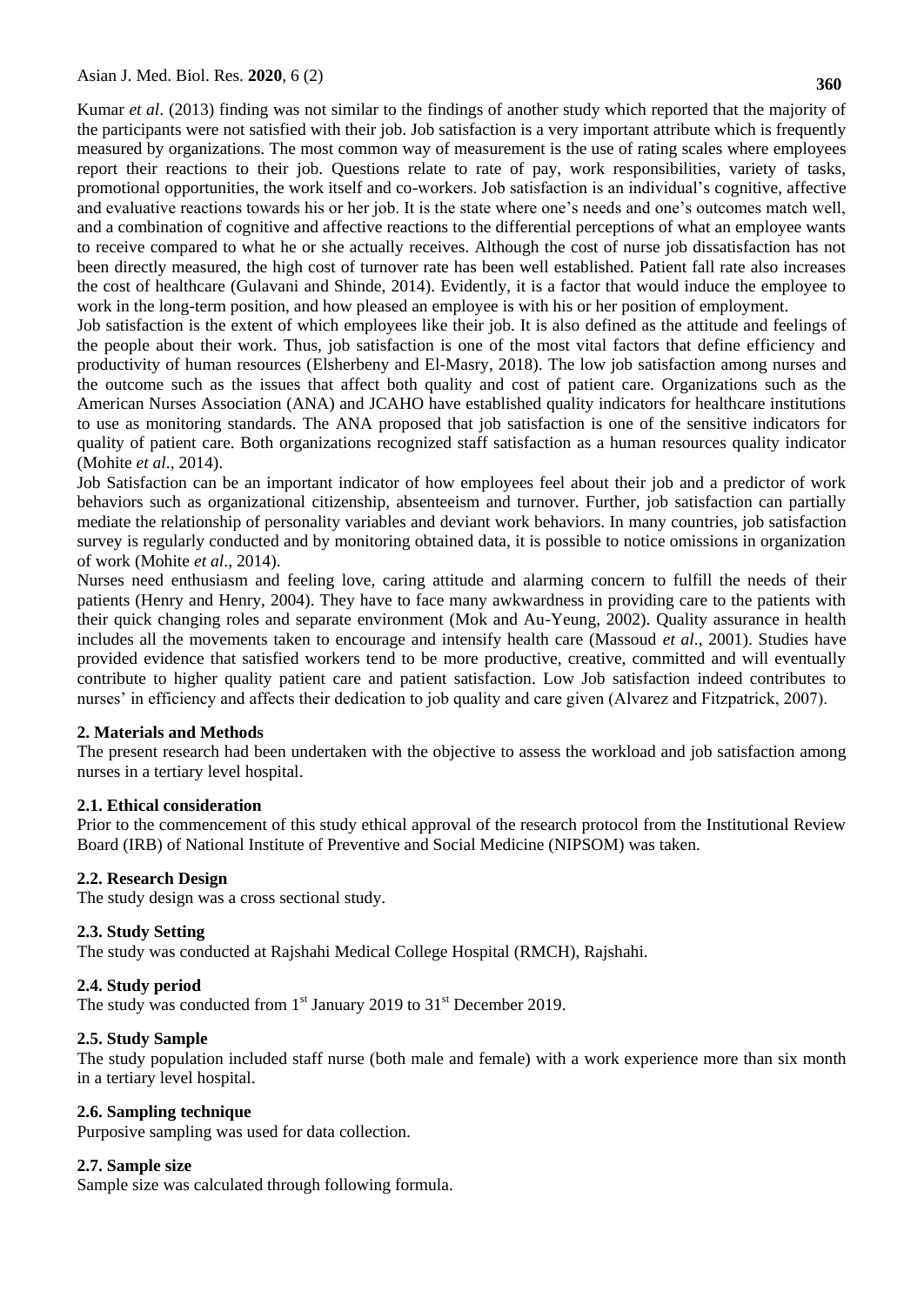Kumar *et al*. (2013) finding was not similar to the findings of another study which reported that the majority of the participants were not satisfied with their job. Job satisfaction is a very important attribute which is frequently measured by organizations. The most common way of measurement is the use of rating scales where employees report their reactions to their job. Questions relate to rate of pay, work responsibilities, variety of tasks, promotional opportunities, the work itself and co-workers. Job satisfaction is an individual's cognitive, affective and evaluative reactions towards his or her job. It is the state where one's needs and one's outcomes match well, and a combination of cognitive and affective reactions to the differential perceptions of what an employee wants to receive compared to what he or she actually receives. Although the cost of nurse job dissatisfaction has not been directly measured, the high cost of turnover rate has been well established. Patient fall rate also increases the cost of healthcare (Gulavani and Shinde, 2014). Evidently, it is a factor that would induce the employee to work in the long-term position, and how pleased an employee is with his or her position of employment.

Job satisfaction is the extent of which employees like their job. It is also defined as the attitude and feelings of the people about their work. Thus, job satisfaction is one of the most vital factors that define efficiency and productivity of human resources (Elsherbeny and El-Masry, 2018). The low job satisfaction among nurses and the outcome such as the issues that affect both quality and cost of patient care. Organizations such as the American Nurses Association (ANA) and JCAHO have established quality indicators for healthcare institutions to use as monitoring standards. The ANA proposed that job satisfaction is one of the sensitive indicators for quality of patient care. Both organizations recognized staff satisfaction as a human resources quality indicator (Mohite *et al*., 2014).

Job Satisfaction can be an important indicator of how employees feel about their job and a predictor of work behaviors such as organizational citizenship, absenteeism and turnover. Further, job satisfaction can partially mediate the relationship of personality variables and deviant work behaviors. In many countries, job satisfaction survey is regularly conducted and by monitoring obtained data, it is possible to notice omissions in organization of work (Mohite *et al*., 2014).

Nurses need enthusiasm and feeling love, caring attitude and alarming concern to fulfill the needs of their patients (Henry and Henry, 2004). They have to face many awkwardness in providing care to the patients with their quick changing roles and separate environment (Mok and Au-Yeung, 2002). Quality assurance in health includes all the movements taken to encourage and intensify health care (Massoud *et al*., 2001). Studies have provided evidence that satisfied workers tend to be more productive, creative, committed and will eventually contribute to higher quality patient care and patient satisfaction. Low Job satisfaction indeed contributes to nurses' in efficiency and affects their dedication to job quality and care given (Alvarez and Fitzpatrick, 2007).

## 2. Materials and Methods

The present research had been undertaken with the objective to assess the workload and job satisfaction among nurses in a tertiary level hospital.

### 2.1. Ethical consideration

Prior to the commencement of this study ethical approval of the research protocol from the Institutional Review Board (IRB) of National Institute of Preventive and Social Medicine (NIPSOM) was taken.

### 2.2. Research Design

The study design was a cross sectional study.

### 2.3. Study Setting

The study was conducted at Rajshahi Medical College Hospital (RMCH), Rajshahi.

### 2.4. Study period

The study was conducted from 1st January 2019 to 31st December 2019.

### 2.5. Study Sample

The study population included staff nurse (both male and female) with a work experience more than six month in a tertiary level hospital.

### 2.6. Sampling technique

Purposive sampling was used for data collection.

### 2.7. Sample size

Sample size was calculated through following formula.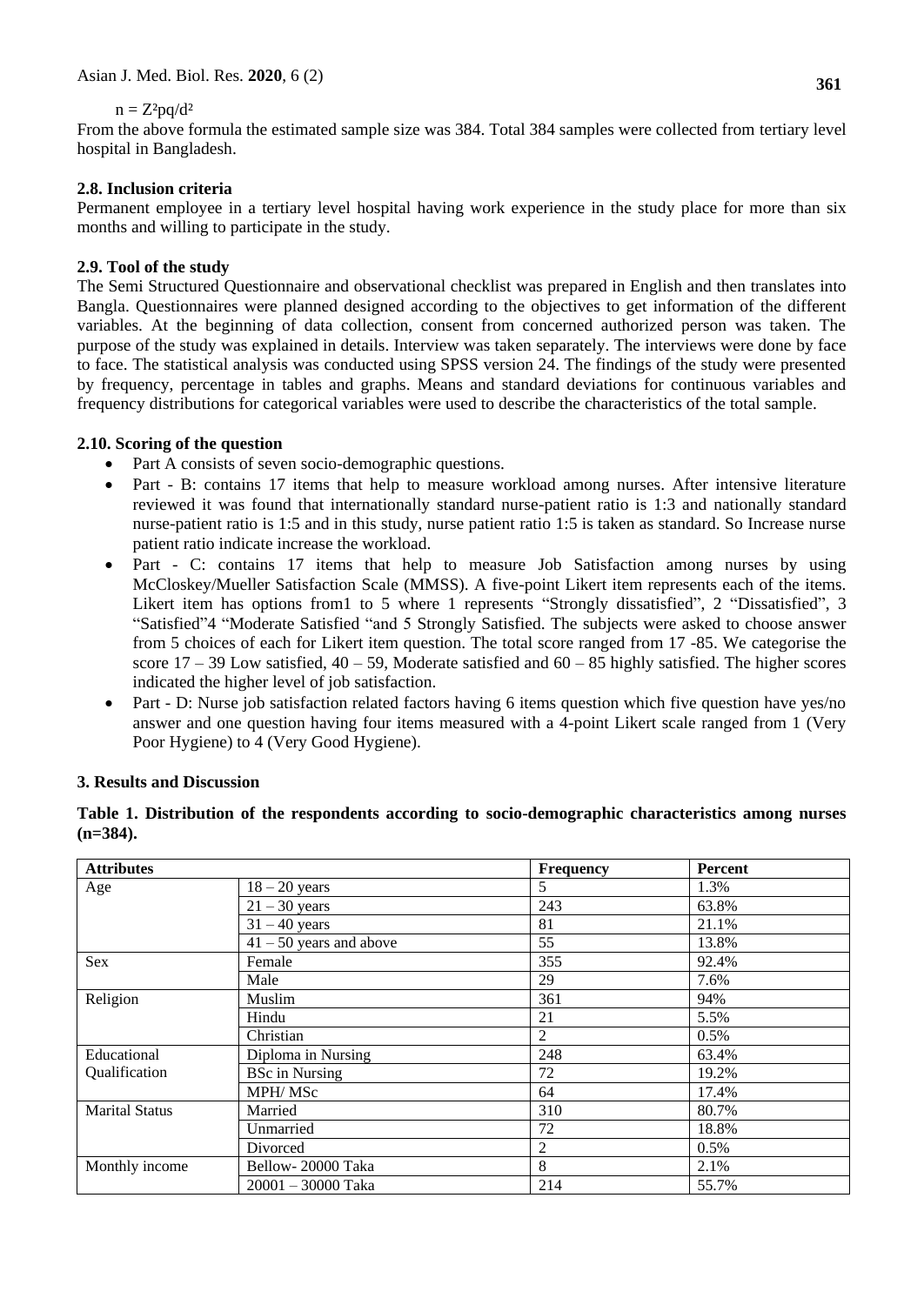$$n = Z^2pq/d^2$$

From the above formula the estimated sample size was 384. Total 384 samples were collected from tertiary level hospital in Bangladesh.

### 2.8. Inclusion criteria

Permanent employee in a tertiary level hospital having work experience in the study place for more than six months and willing to participate in the study.

### 2.9. Tool of the study

The Semi Structured Questionnaire and observational checklist was prepared in English and then translates into Bangla. Questionnaires were planned designed according to the objectives to get information of the different variables. At the beginning of data collection, consent from concerned authorized person was taken. The purpose of the study was explained in details. Interview was taken separately. The interviews were done by face to face. The statistical analysis was conducted using SPSS version 24. The findings of the study were presented by frequency, percentage in tables and graphs. Means and standard deviations for continuous variables and frequency distributions for categorical variables were used to describe the characteristics of the total sample.

### 2.10. Scoring of the question

- Part A consists of seven socio-demographic questions.
- Part - B: contains 17 items that help to measure workload among nurses. After intensive literature reviewed it was found that internationally standard nurse-patient ratio is 1:3 and nationally standard nurse-patient ratio is 1:5 and in this study, nurse patient ratio 1:5 is taken as standard. So Increase nurse patient ratio indicate increase the workload.
- Part - C: contains 17 items that help to measure Job Satisfaction among nurses by using McCloskey/Mueller Satisfaction Scale (MMSS). A five-point Likert item represents each of the items. Likert item has options from1 to 5 where 1 represents "Strongly dissatisfied", 2 "Dissatisfied", 3 "Satisfied"4 "Moderate Satisfied "and 5 Strongly Satisfied. The subjects were asked to choose answer from 5 choices of each for Likert item question. The total score ranged from 17 -85. We categorise the score 17 – 39 Low satisfied, 40 – 59, Moderate satisfied and 60 – 85 highly satisfied. The higher scores indicated the higher level of job satisfaction.
- Part - D: Nurse job satisfaction related factors having 6 items question which five question have yes/no answer and one question having four items measured with a 4-point Likert scale ranged from 1 (Very Poor Hygiene) to 4 (Very Good Hygiene).

## 3. Results and Discussion

**Table 1. Distribution of the respondents according to socio-demographic characteristics among nurses (n=384).**

| Attributes | | Frequency | Percent |
|---|---|---|---|
| Age | 18 – 20 years | 5 | 1.3% |
| | 21 – 30 years | 243 | 63.8% |
| | 31 – 40 years | 81 | 21.1% |
| | 41 – 50 years and above | 55 | 13.8% |
| Sex | Female | 355 | 92.4% |
| | Male | 29 | 7.6% |
| Religion | Muslim | 361 | 94% |
| | Hindu | 21 | 5.5% |
| | Christian | 2 | 0.5% |
| Educational Qualification | Diploma in Nursing | 248 | 63.4% |
| | BSc in Nursing | 72 | 19.2% |
| | MPH/ MSc | 64 | 17.4% |
| Marital Status | Married | 310 | 80.7% |
| | Unmarried | 72 | 18.8% |
| | Divorced | 2 | 0.5% |
| Monthly income | Bellow- 20000 Taka | 8 | 2.1% |
| | 20001 – 30000 Taka | 214 | 55.7% |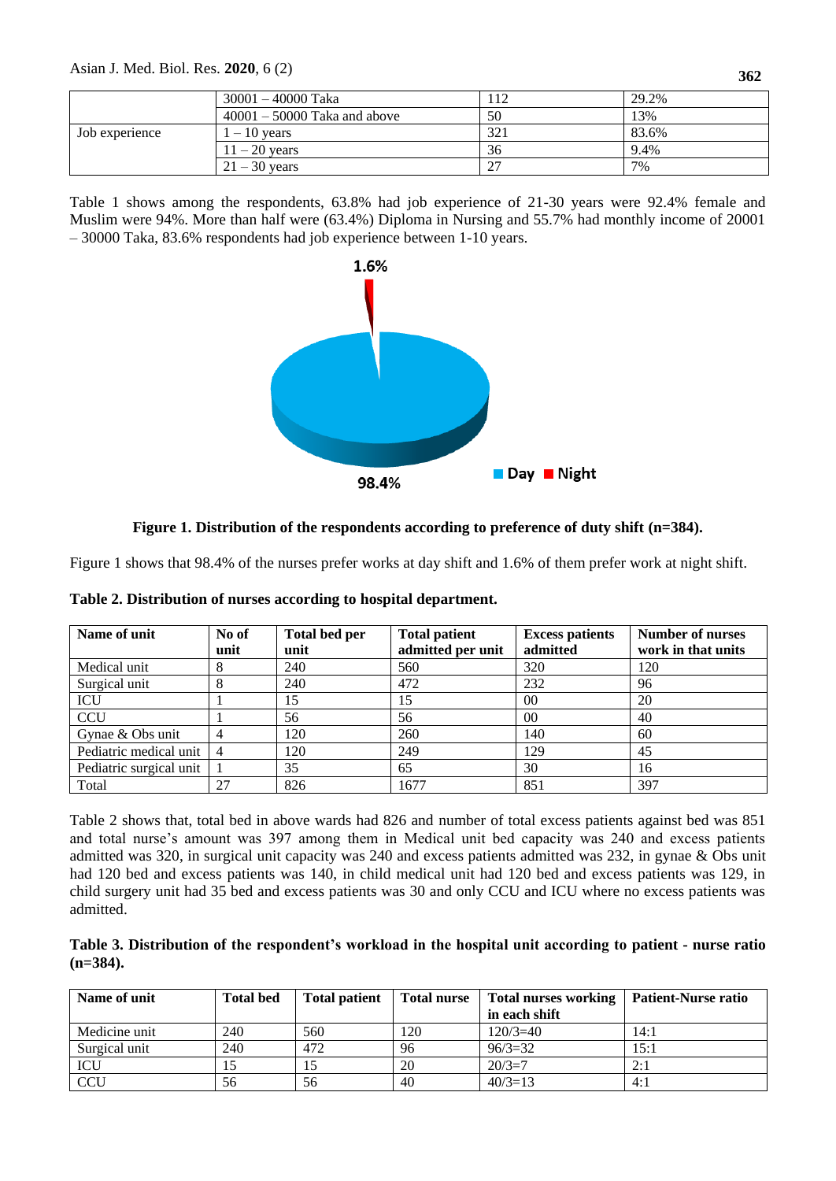|  | 30001 – 40000 Taka | 112 | 29.2% |
|---|---|---|---|
|  | 40001 – 50000 Taka and above | 50 | 13% |
| Job experience | 1 – 10 years | 321 | 83.6% |
|  | 11 – 20 years | 36 | 9.4% |
|  | 21 – 30 years | 27 | 7% |

Table 1 shows among the respondents, 63.8% had job experience of 21-30 years were 92.4% female and Muslim were 94%. More than half were (63.4%) Diploma in Nursing and 55.7% had monthly income of 20001 – 30000 Taka, 83.6% respondents had job experience between 1-10 years.

**Figure 1. Distribution of the respondents according to preference of duty shift (n=384).**

Figure 1 shows that 98.4% of the nurses prefer works at day shift and 1.6% of them prefer work at night shift.

**Table 2. Distribution of nurses according to hospital department.**

| Name of unit | No of unit | Total bed per unit | Total patient admitted per unit | Excess patients admitted | Number of nurses work in that units |
|---|---|---|---|---|---|
| Medical unit | 8 | 240 | 560 | 320 | 120 |
| Surgical unit | 8 | 240 | 472 | 232 | 96 |
| ICU | 1 | 15 | 15 | 00 | 20 |
| CCU | 1 | 56 | 56 | 00 | 40 |
| Gynae & Obs unit | 4 | 120 | 260 | 140 | 60 |
| Pediatric medical unit | 4 | 120 | 249 | 129 | 45 |
| Pediatric surgical unit | 1 | 35 | 65 | 30 | 16 |
| Total | 27 | 826 | 1677 | 851 | 397 |

Table 2 shows that, total bed in above wards had 826 and number of total excess patients against bed was 851 and total nurse's amount was 397 among them in Medical unit bed capacity was 240 and excess patients admitted was 320, in surgical unit capacity was 240 and excess patients admitted was 232, in gynae & Obs unit had 120 bed and excess patients was 140, in child medical unit had 120 bed and excess patients was 129, in child surgery unit had 35 bed and excess patients was 30 and only CCU and ICU where no excess patients was admitted.

**Table 3. Distribution of the respondent's workload in the hospital unit according to patient - nurse ratio (n=384).**

| Name of unit | Total bed | Total patient | Total nurse | Total nurses working in each shift | Patient-Nurse ratio |
|---|---|---|---|---|---|
| Medicine unit | 240 | 560 | 120 | 120/3=40 | 14:1 |
| Surgical unit | 240 | 472 | 96 | 96/3=32 | 15:1 |
| ICU | 15 | 15 | 20 | 20/3=7 | 2:1 |
| CCU | 56 | 56 | 40 | 40/3=13 | 4:1 |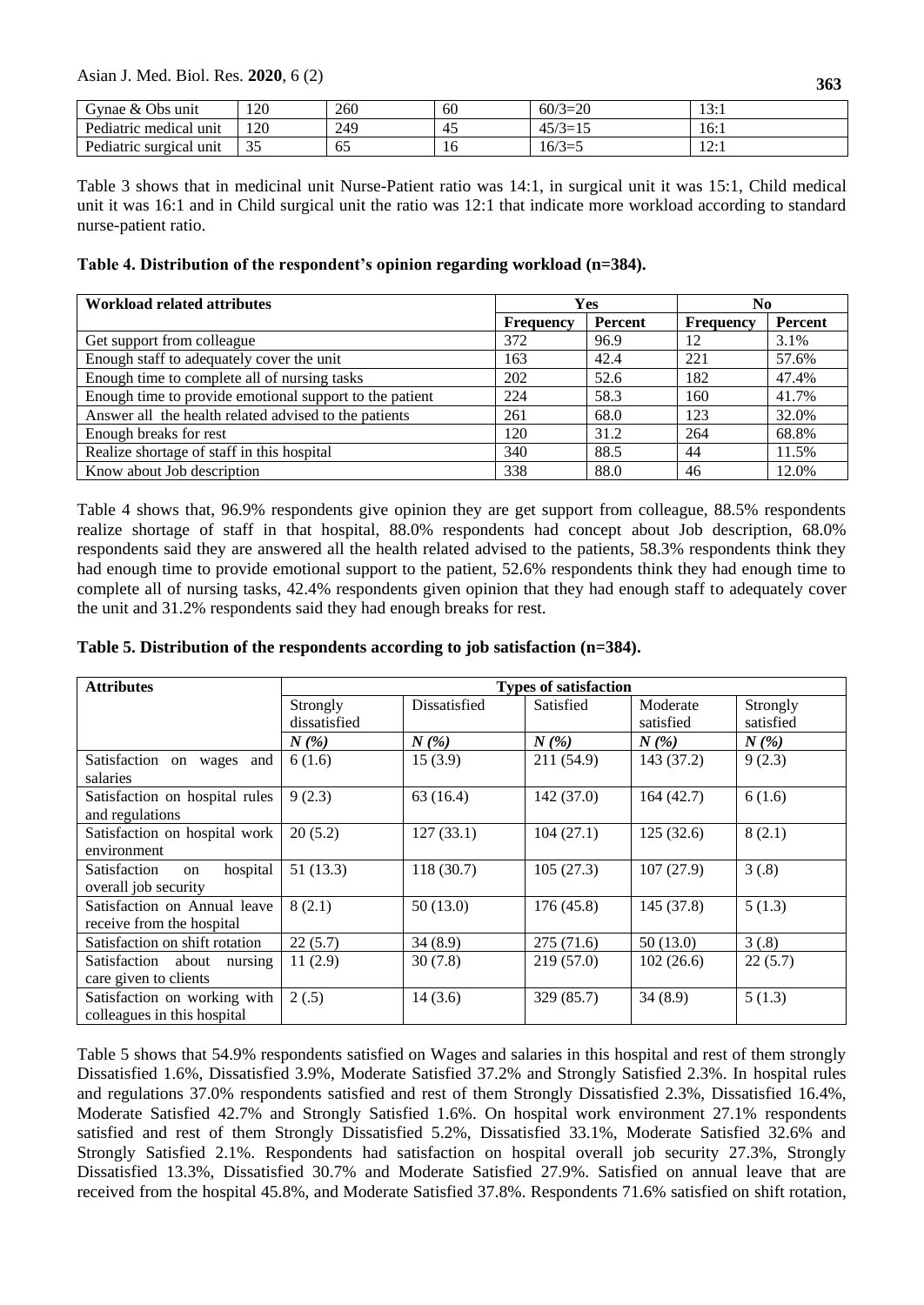| Gynae & Obs unit | 120 | 260 | 60 | 60/3=20 | 13:1 |
|---|---|---|---|---|---|
| Pediatric medical unit | 120 | 249 | 45 | 45/3=15 | 16:1 |
| Pediatric surgical unit | 35 | 65 | 16 | 16/3=5 | 12:1 |

Table 3 shows that in medicinal unit Nurse-Patient ratio was 14:1, in surgical unit it was 15:1, Child medical unit it was 16:1 and in Child surgical unit the ratio was 12:1 that indicate more workload according to standard nurse-patient ratio.

**Table 4. Distribution of the respondent's opinion regarding workload (n=384).**

| Workload related attributes | Yes | | No | |
|---|---|---|---|---|
| | Frequency | Percent | Frequency | Percent |
| Get support from colleague | 372 | 96.9 | 12 | 3.1% |
| Enough staff to adequately cover the unit | 163 | 42.4 | 221 | 57.6% |
| Enough time to complete all of nursing tasks | 202 | 52.6 | 182 | 47.4% |
| Enough time to provide emotional support to the patient | 224 | 58.3 | 160 | 41.7% |
| Answer all the health related advised to the patients | 261 | 68.0 | 123 | 32.0% |
| Enough breaks for rest | 120 | 31.2 | 264 | 68.8% |
| Realize shortage of staff in this hospital | 340 | 88.5 | 44 | 11.5% |
| Know about Job description | 338 | 88.0 | 46 | 12.0% |

Table 4 shows that, 96.9% respondents give opinion they are get support from colleague, 88.5% respondents realize shortage of staff in that hospital, 88.0% respondents had concept about Job description, 68.0% respondents said they are answered all the health related advised to the patients, 58.3% respondents think they had enough time to provide emotional support to the patient, 52.6% respondents think they had enough time to complete all of nursing tasks, 42.4% respondents given opinion that they had enough staff to adequately cover the unit and 31.2% respondents said they had enough breaks for rest.

**Table 5. Distribution of the respondents according to job satisfaction (n=384).**

| Attributes | Types of satisfaction | | | | |
|---|---|---|---|---|---|
| | Strongly dissatisfied | Dissatisfied | Satisfied | Moderate satisfied | Strongly satisfied |
| | *N (%)* | *N (%)* | *N (%)* | *N (%)* | *N (%)* |
| Satisfaction on wages and salaries | 6 (1.6) | 15 (3.9) | 211 (54.9) | 143 (37.2) | 9 (2.3) |
| Satisfaction on hospital rules and regulations | 9 (2.3) | 63 (16.4) | 142 (37.0) | 164 (42.7) | 6 (1.6) |
| Satisfaction on hospital work environment | 20 (5.2) | 127 (33.1) | 104 (27.1) | 125 (32.6) | 8 (2.1) |
| Satisfaction on hospital overall job security | 51 (13.3) | 118 (30.7) | 105 (27.3) | 107 (27.9) | 3 (.8) |
| Satisfaction on Annual leave receive from the hospital | 8 (2.1) | 50 (13.0) | 176 (45.8) | 145 (37.8) | 5 (1.3) |
| Satisfaction on shift rotation | 22 (5.7) | 34 (8.9) | 275 (71.6) | 50 (13.0) | 3 (.8) |
| Satisfaction about nursing care given to clients | 11 (2.9) | 30 (7.8) | 219 (57.0) | 102 (26.6) | 22 (5.7) |
| Satisfaction on working with colleagues in this hospital | 2 (.5) | 14 (3.6) | 329 (85.7) | 34 (8.9) | 5 (1.3) |

Table 5 shows that 54.9% respondents satisfied on Wages and salaries in this hospital and rest of them strongly Dissatisfied 1.6%, Dissatisfied 3.9%, Moderate Satisfied 37.2% and Strongly Satisfied 2.3%. In hospital rules and regulations 37.0% respondents satisfied and rest of them Strongly Dissatisfied 2.3%, Dissatisfied 16.4%, Moderate Satisfied 42.7% and Strongly Satisfied 1.6%. On hospital work environment 27.1% respondents satisfied and rest of them Strongly Dissatisfied 5.2%, Dissatisfied 33.1%, Moderate Satisfied 32.6% and Strongly Satisfied 2.1%. Respondents had satisfaction on hospital overall job security 27.3%, Strongly Dissatisfied 13.3%, Dissatisfied 30.7% and Moderate Satisfied 27.9%. Satisfied on annual leave that are received from the hospital 45.8%, and Moderate Satisfied 37.8%. Respondents 71.6% satisfied on shift rotation,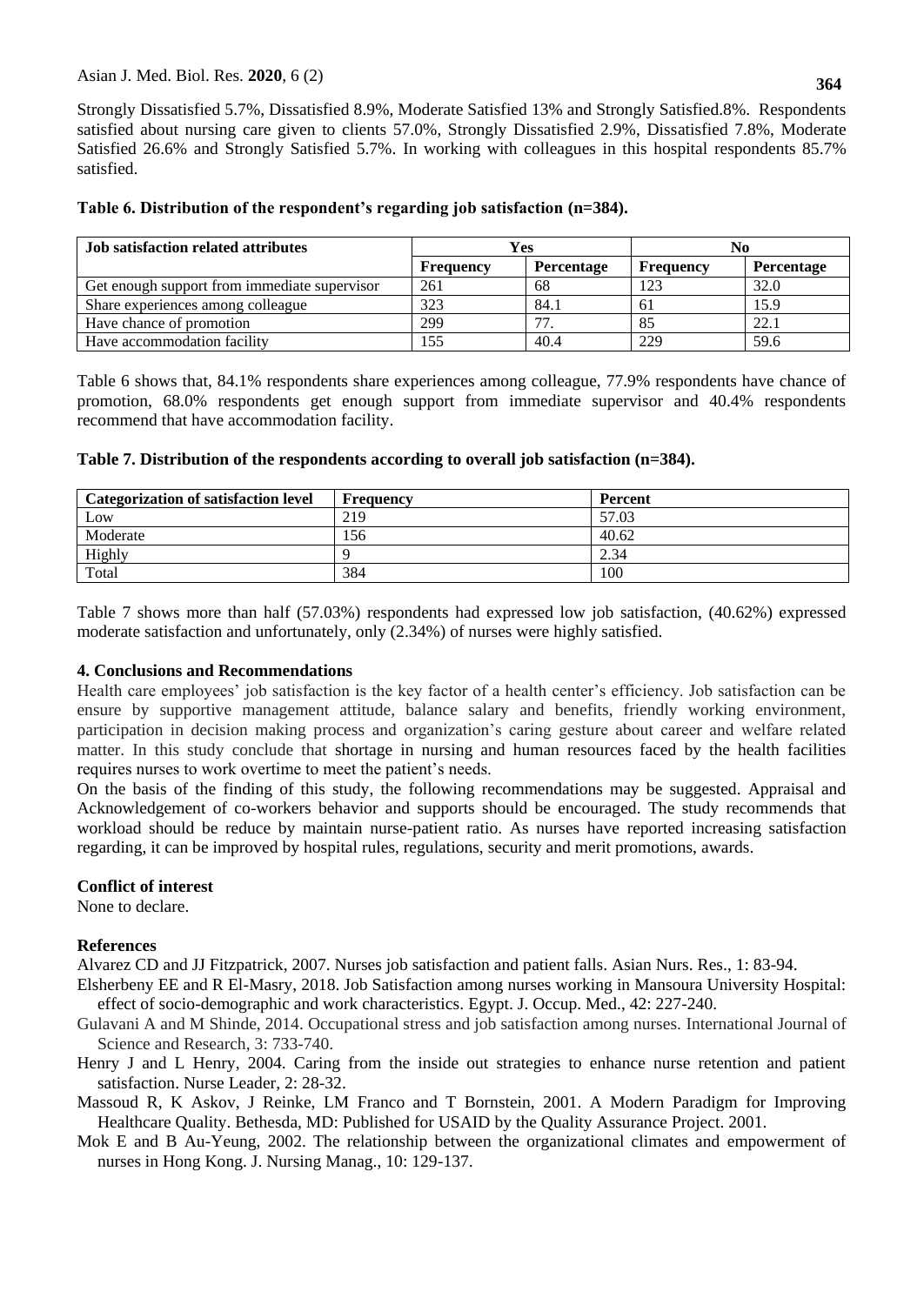Strongly Dissatisfied 5.7%, Dissatisfied 8.9%, Moderate Satisfied 13% and Strongly Satisfied.8%. Respondents satisfied about nursing care given to clients 57.0%, Strongly Dissatisfied 2.9%, Dissatisfied 7.8%, Moderate Satisfied 26.6% and Strongly Satisfied 5.7%. In working with colleagues in this hospital respondents 85.7% satisfied.

**Table 6. Distribution of the respondent's regarding job satisfaction (n=384).**

| Job satisfaction related attributes | Yes | | No | |
|---|---|---|---|---|
| | **Frequency** | **Percentage** | **Frequency** | **Percentage** |
| Get enough support from immediate supervisor | 261 | 68 | 123 | 32.0 |
| Share experiences among colleague | 323 | 84.1 | 61 | 15.9 |
| Have chance of promotion | 299 | 77. | 85 | 22.1 |
| Have accommodation facility | 155 | 40.4 | 229 | 59.6 |

Table 6 shows that, 84.1% respondents share experiences among colleague, 77.9% respondents have chance of promotion, 68.0% respondents get enough support from immediate supervisor and 40.4% respondents recommend that have accommodation facility.

**Table 7. Distribution of the respondents according to overall job satisfaction (n=384).**

| Categorization of satisfaction level | Frequency | Percent |
|---|---|---|
| Low | 219 | 57.03 |
| Moderate | 156 | 40.62 |
| Highly | 9 | 2.34 |
| Total | 384 | 100 |

Table 7 shows more than half (57.03%) respondents had expressed low job satisfaction, (40.62%) expressed moderate satisfaction and unfortunately, only (2.34%) of nurses were highly satisfied.

## 4. Conclusions and Recommendations

Health care employees' job satisfaction is the key factor of a health center's efficiency. Job satisfaction can be ensure by supportive management attitude, balance salary and benefits, friendly working environment, participation in decision making process and organization's caring gesture about career and welfare related matter. In this study conclude that shortage in nursing and human resources faced by the health facilities requires nurses to work overtime to meet the patient's needs.

On the basis of the finding of this study, the following recommendations may be suggested. Appraisal and Acknowledgement of co-workers behavior and supports should be encouraged. The study recommends that workload should be reduce by maintain nurse-patient ratio. As nurses have reported increasing satisfaction regarding, it can be improved by hospital rules, regulations, security and merit promotions, awards.

## Conflict of interest

None to declare.

## References

Alvarez CD and JJ Fitzpatrick, 2007. Nurses job satisfaction and patient falls. Asian Nurs. Res., 1: 83-94.

Elsherbeny EE and R El-Masry, 2018. Job Satisfaction among nurses working in Mansoura University Hospital: effect of socio-demographic and work characteristics. Egypt. J. Occup. Med., 42: 227-240.

Gulavani A and M Shinde, 2014. Occupational stress and job satisfaction among nurses. International Journal of Science and Research, 3: 733-740.

Henry J and L Henry, 2004. Caring from the inside out strategies to enhance nurse retention and patient satisfaction. Nurse Leader, 2: 28-32.

Massoud R, K Askov, J Reinke, LM Franco and T Bornstein, 2001. A Modern Paradigm for Improving Healthcare Quality. Bethesda, MD: Published for USAID by the Quality Assurance Project. 2001.

Mok E and B Au-Yeung, 2002. The relationship between the organizational climates and empowerment of nurses in Hong Kong. J. Nursing Manag., 10: 129-137.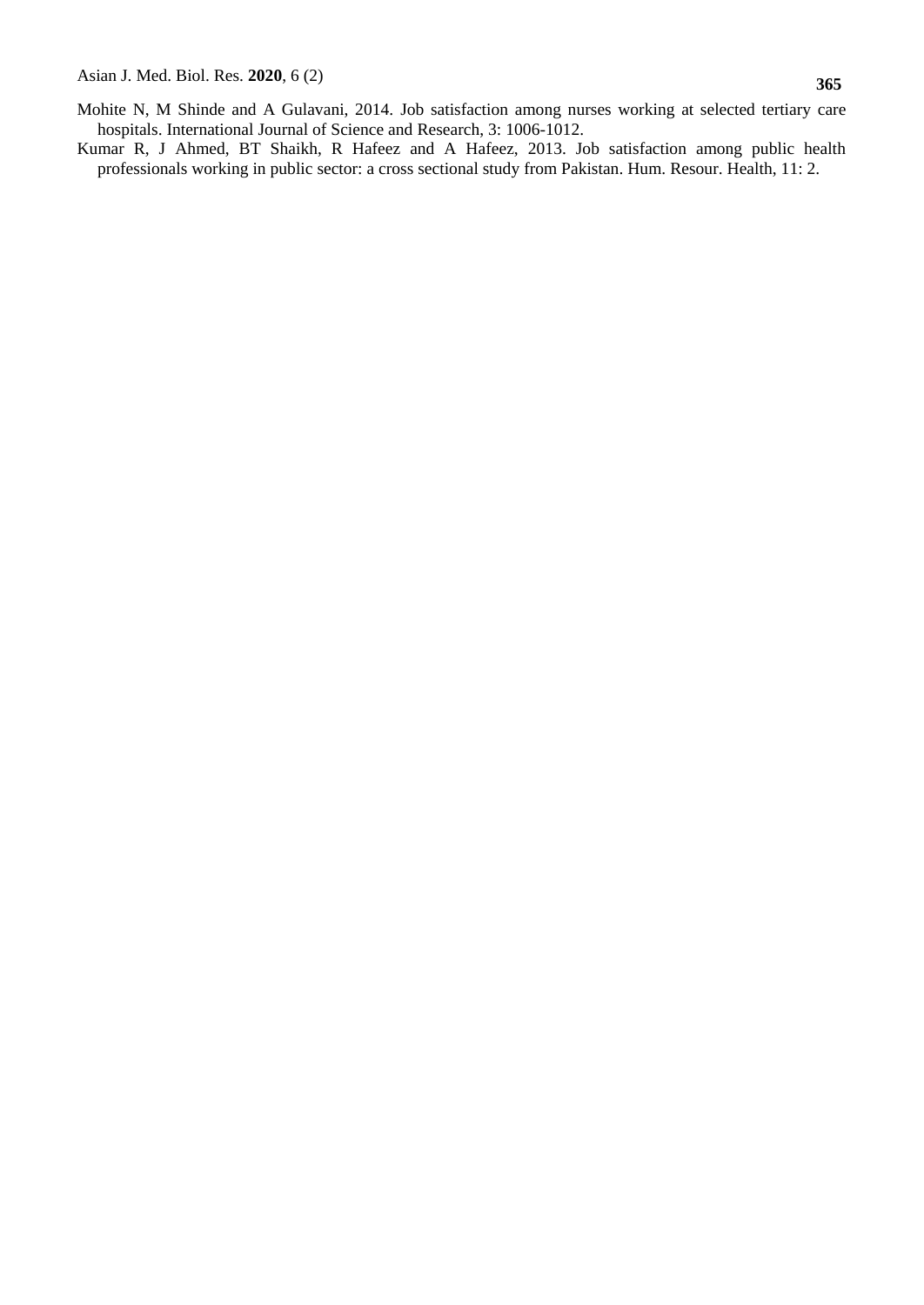Mohite N, M Shinde and A Gulavani, 2014. Job satisfaction among nurses working at selected tertiary care hospitals. International Journal of Science and Research, 3: 1006-1012.

Kumar R, J Ahmed, BT Shaikh, R Hafeez and A Hafeez, 2013. Job satisfaction among public health professionals working in public sector: a cross sectional study from Pakistan. Hum. Resour. Health, 11: 2.